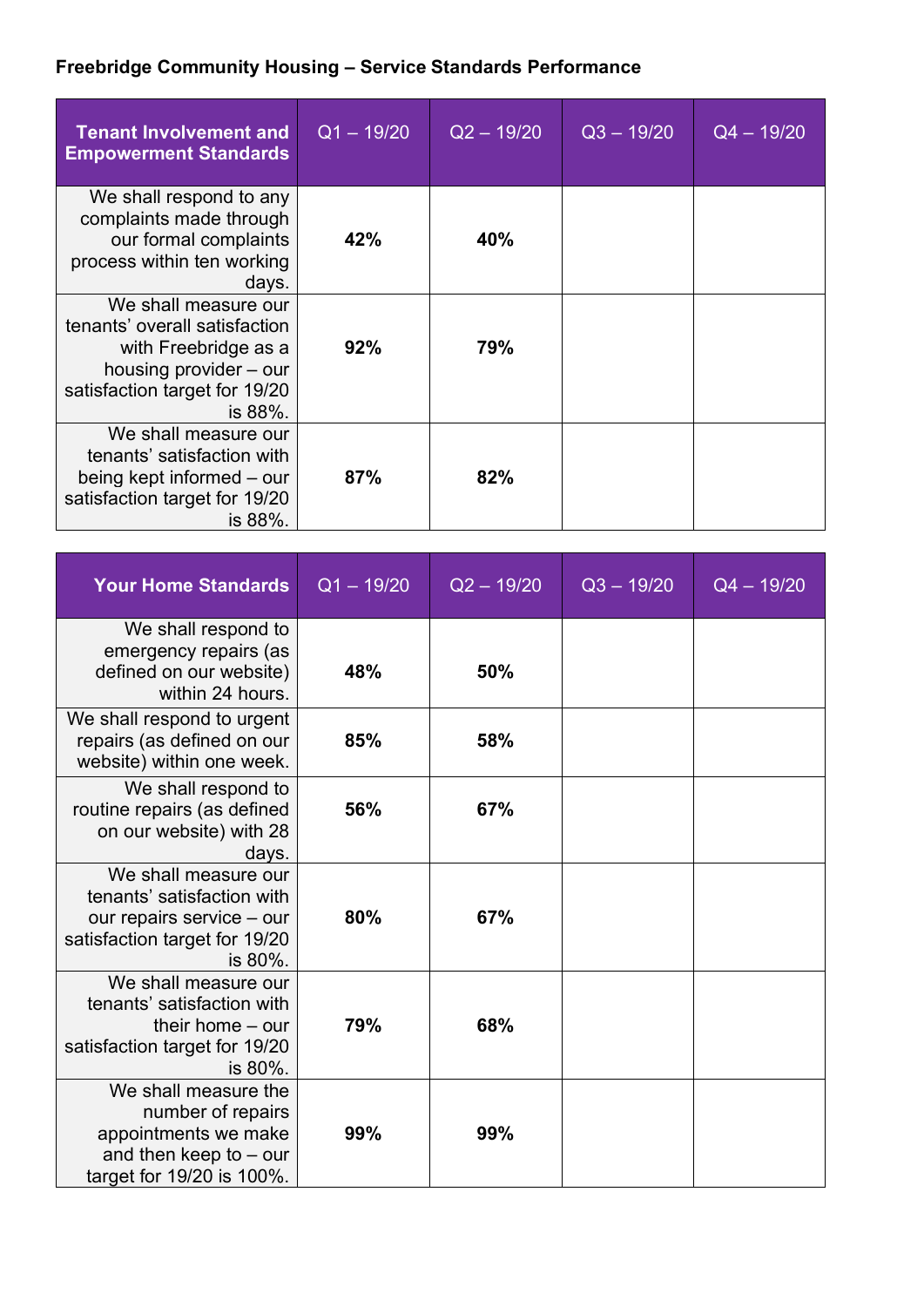**Freebridge Community Housing – Service Standards Performance**

| Tenant Involvement and Empowerment Standards | Q1 – 19/20 | Q2 – 19/20 | Q3 – 19/20 | Q4 – 19/20 |
|---|---|---|---|---|
| We shall respond to any complaints made through our formal complaints process within ten working days. | **42%** | **40%** | | |
| We shall measure our tenants' overall satisfaction with Freebridge as a housing provider – our satisfaction target for 19/20 is 88%. | **92%** | **79%** | | |
| We shall measure our tenants' satisfaction with being kept informed – our satisfaction target for 19/20 is 88%. | **87%** | **82%** | | |

| Your Home Standards | Q1 – 19/20 | Q2 – 19/20 | Q3 – 19/20 | Q4 – 19/20 |
|---|---|---|---|---|
| We shall respond to emergency repairs (as defined on our website) within 24 hours. | **48%** | **50%** | | |
| We shall respond to urgent repairs (as defined on our website) within one week. | **85%** | **58%** | | |
| We shall respond to routine repairs (as defined on our website) with 28 days. | **56%** | **67%** | | |
| We shall measure our tenants' satisfaction with our repairs service – our satisfaction target for 19/20 is 80%. | **80%** | **67%** | | |
| We shall measure our tenants' satisfaction with their home – our satisfaction target for 19/20 is 80%. | **79%** | **68%** | | |
| We shall measure the number of repairs appointments we make and then keep to – our target for 19/20 is 100%. | **99%** | **99%** | | |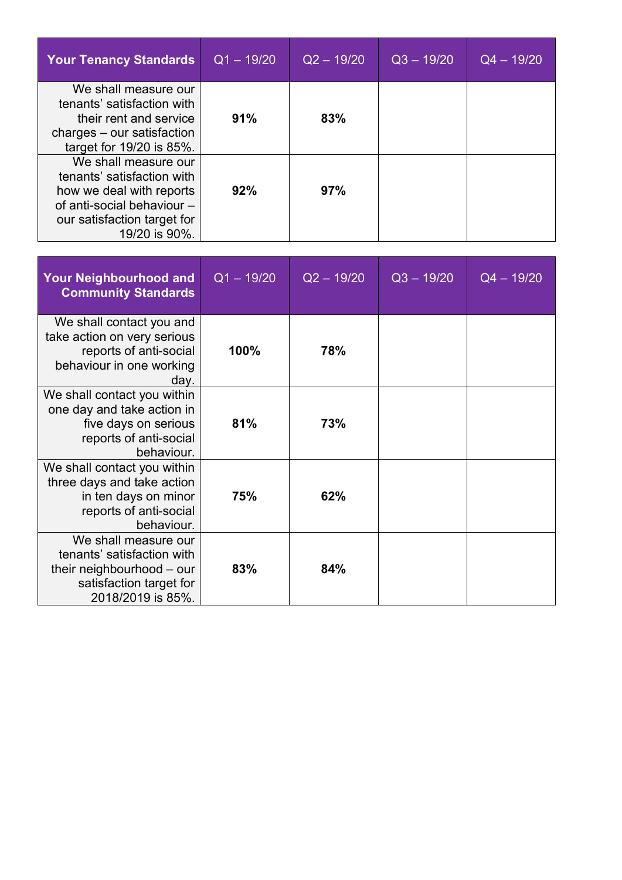| Your Tenancy Standards | Q1 – 19/20 | Q2 – 19/20 | Q3 – 19/20 | Q4 – 19/20 |
|---|---|---|---|---|
| We shall measure our tenants' satisfaction with their rent and service charges – our satisfaction target for 19/20 is 85%. | **91%** | **83%** | | |
| We shall measure our tenants' satisfaction with how we deal with reports of anti-social behaviour – our satisfaction target for 19/20 is 90%. | **92%** | **97%** | | |

| Your Neighbourhood and Community Standards | Q1 – 19/20 | Q2 – 19/20 | Q3 – 19/20 | Q4 – 19/20 |
|---|---|---|---|---|
| We shall contact you and take action on very serious reports of anti-social behaviour in one working day. | **100%** | **78%** | | |
| We shall contact you within one day and take action in five days on serious reports of anti-social behaviour. | **81%** | **73%** | | |
| We shall contact you within three days and take action in ten days on minor reports of anti-social behaviour. | **75%** | **62%** | | |
| We shall measure our tenants' satisfaction with their neighbourhood – our satisfaction target for 2018/2019 is 85%. | **83%** | **84%** | | |